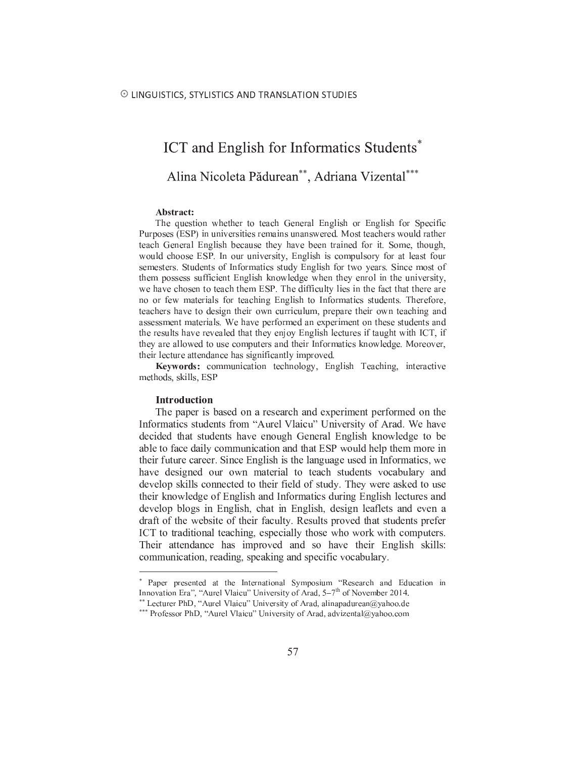# ICT and English for Informatics Students[*]

Alina Nicoleta Pădurean[**], Adriana Vizental[***]

**Abstract:**

The question whether to teach General English or English for Specific Purposes (ESP) in universities remains unanswered. Most teachers would rather teach General English because they have been trained for it. Some, though, would choose ESP. In our university, English is compulsory for at least four semesters. Students of Informatics study English for two years. Since most of them possess sufficient English knowledge when they enrol in the university, we have chosen to teach them ESP. The difficulty lies in the fact that there are no or few materials for teaching English to Informatics students. Therefore, teachers have to design their own curriculum, prepare their own teaching and assessment materials. We have performed an experiment on these students and the results have revealed that they enjoy English lectures if taught with ICT, if they are allowed to use computers and their Informatics knowledge. Moreover, their lecture attendance has significantly improved.

**Keywords:** communication technology, English Teaching, interactive methods, skills, ESP

## Introduction

The paper is based on a research and experiment performed on the Informatics students from "Aurel Vlaicu" University of Arad. We have decided that students have enough General English knowledge to be able to face daily communication and that ESP would help them more in their future career. Since English is the language used in Informatics, we have designed our own material to teach students vocabulary and develop skills connected to their field of study. They were asked to use their knowledge of English and Informatics during English lectures and develop blogs in English, chat in English, design leaflets and even a draft of the website of their faculty. Results proved that students prefer ICT to traditional teaching, especially those who work with computers. Their attendance has improved and so have their English skills: communication, reading, speaking and specific vocabulary.

---

[*] Paper presented at the International Symposium "Research and Education in Innovation Era", "Aurel Vlaicu" University of Arad, 5–7th of November 2014.

[**] Lecturer PhD, "Aurel Vlaicu" University of Arad, alinapadurean@yahoo.de

[***] Professor PhD, "Aurel Vlaicu" University of Arad, advizental@yahoo.com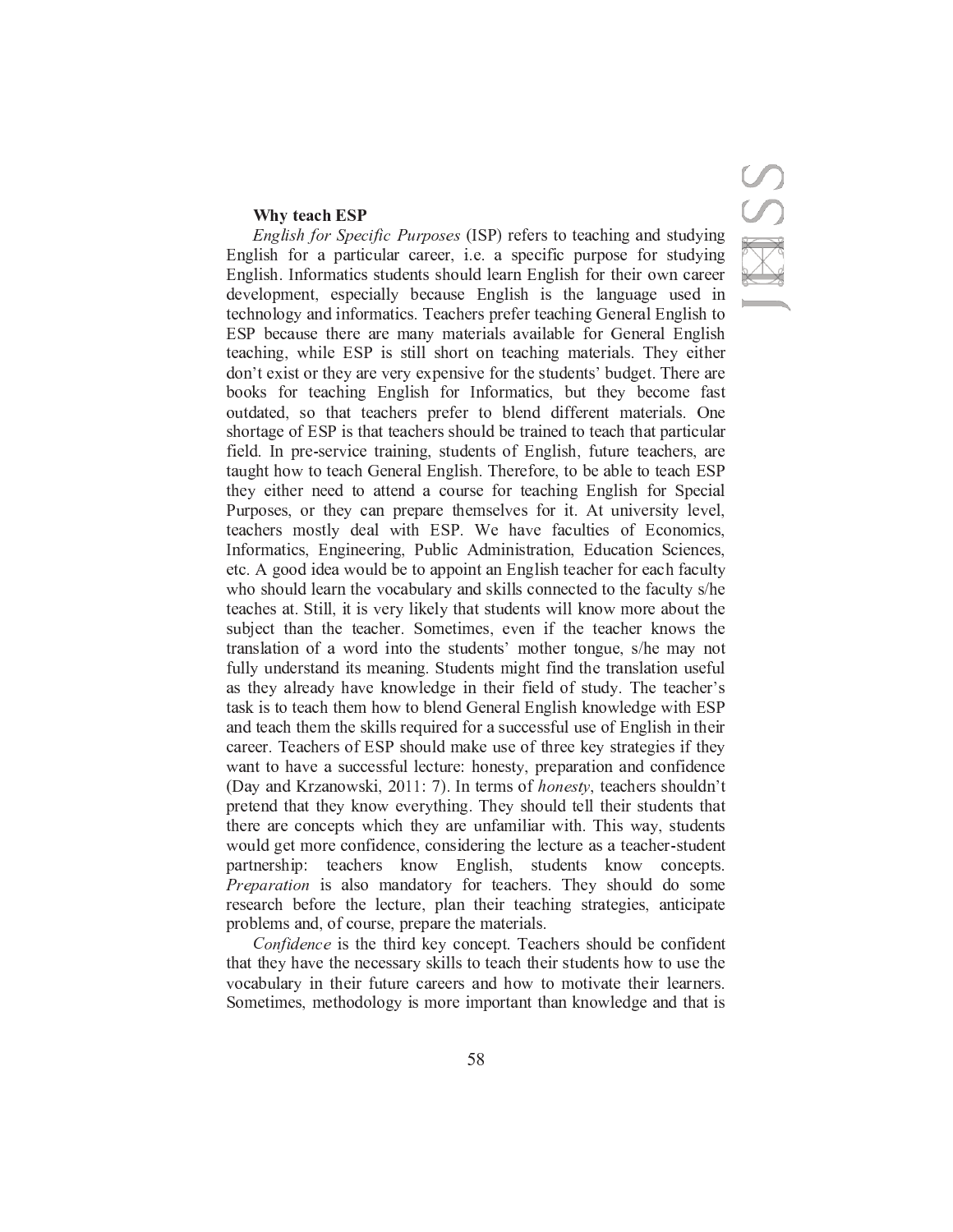**Why teach ESP**

*English for Specific Purposes* (ISP) refers to teaching and studying English for a particular career, i.e. a specific purpose for studying English. Informatics students should learn English for their own career development, especially because English is the language used in technology and informatics. Teachers prefer teaching General English to ESP because there are many materials available for General English teaching, while ESP is still short on teaching materials. They either don't exist or they are very expensive for the students' budget. There are books for teaching English for Informatics, but they become fast outdated, so that teachers prefer to blend different materials. One shortage of ESP is that teachers should be trained to teach that particular field. In pre-service training, students of English, future teachers, are taught how to teach General English. Therefore, to be able to teach ESP they either need to attend a course for teaching English for Special Purposes, or they can prepare themselves for it. At university level, teachers mostly deal with ESP. We have faculties of Economics, Informatics, Engineering, Public Administration, Education Sciences, etc. A good idea would be to appoint an English teacher for each faculty who should learn the vocabulary and skills connected to the faculty s/he teaches at. Still, it is very likely that students will know more about the subject than the teacher. Sometimes, even if the teacher knows the translation of a word into the students' mother tongue, s/he may not fully understand its meaning. Students might find the translation useful as they already have knowledge in their field of study. The teacher's task is to teach them how to blend General English knowledge with ESP and teach them the skills required for a successful use of English in their career. Teachers of ESP should make use of three key strategies if they want to have a successful lecture: honesty, preparation and confidence (Day and Krzanowski, 2011: 7). In terms of *honesty*, teachers shouldn't pretend that they know everything. They should tell their students that there are concepts which they are unfamiliar with. This way, students would get more confidence, considering the lecture as a teacher-student partnership: teachers know English, students know concepts. *Preparation* is also mandatory for teachers. They should do some research before the lecture, plan their teaching strategies, anticipate problems and, of course, prepare the materials.

*Confidence* is the third key concept. Teachers should be confident that they have the necessary skills to teach their students how to use the vocabulary in their future careers and how to motivate their learners. Sometimes, methodology is more important than knowledge and that is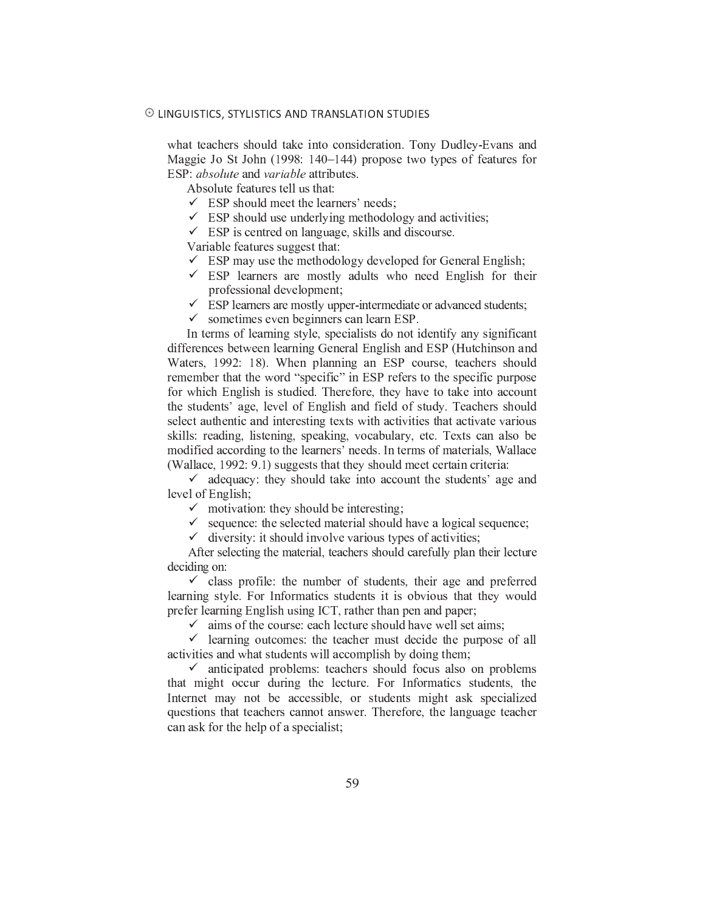what teachers should take into consideration. Tony Dudley-Evans and Maggie Jo St John (1998: 140–144) propose two types of features for ESP: *absolute* and *variable* attributes.

Absolute features tell us that:

- ✓ ESP should meet the learners' needs;
- ✓ ESP should use underlying methodology and activities;
- ✓ ESP is centred on language, skills and discourse.

Variable features suggest that:

- ✓ ESP may use the methodology developed for General English;
- ✓ ESP learners are mostly adults who need English for their professional development;
- ✓ ESP learners are mostly upper-intermediate or advanced students;
- ✓ sometimes even beginners can learn ESP.

In terms of learning style, specialists do not identify any significant differences between learning General English and ESP (Hutchinson and Waters, 1992: 18). When planning an ESP course, teachers should remember that the word "specific" in ESP refers to the specific purpose for which English is studied. Therefore, they have to take into account the students' age, level of English and field of study. Teachers should select authentic and interesting texts with activities that activate various skills: reading, listening, speaking, vocabulary, etc. Texts can also be modified according to the learners' needs. In terms of materials, Wallace (Wallace, 1992: 9.1) suggests that they should meet certain criteria:

- ✓ adequacy: they should take into account the students' age and level of English;
- ✓ motivation: they should be interesting;
- ✓ sequence: the selected material should have a logical sequence;
- ✓ diversity: it should involve various types of activities;

After selecting the material, teachers should carefully plan their lecture deciding on:

- ✓ class profile: the number of students, their age and preferred learning style. For Informatics students it is obvious that they would prefer learning English using ICT, rather than pen and paper;
- ✓ aims of the course: each lecture should have well set aims;
- ✓ learning outcomes: the teacher must decide the purpose of all activities and what students will accomplish by doing them;
- ✓ anticipated problems: teachers should focus also on problems that might occur during the lecture. For Informatics students, the Internet may not be accessible, or students might ask specialized questions that teachers cannot answer. Therefore, the language teacher can ask for the help of a specialist;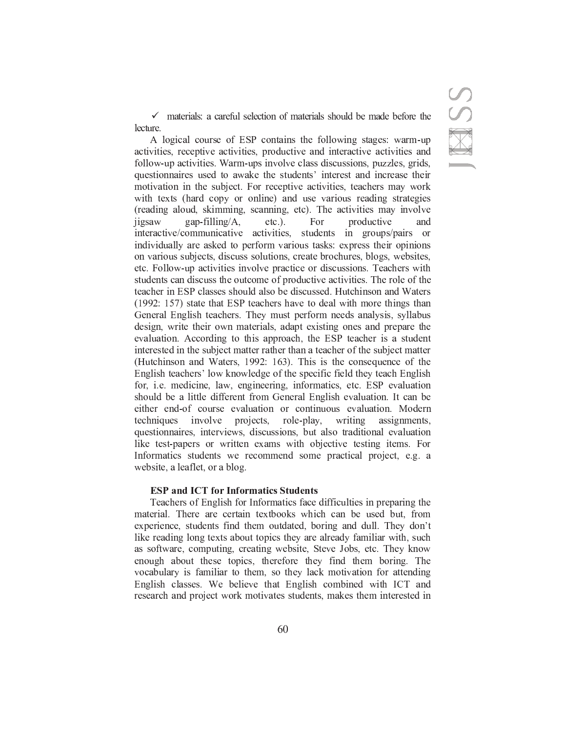✓ materials: a careful selection of materials should be made before the lecture.

A logical course of ESP contains the following stages: warm-up activities, receptive activities, productive and interactive activities and follow-up activities. Warm-ups involve class discussions, puzzles, grids, questionnaires used to awake the students' interest and increase their motivation in the subject. For receptive activities, teachers may work with texts (hard copy or online) and use various reading strategies (reading aloud, skimming, scanning, etc). The activities may involve jigsaw gap-filling/A, etc.). For productive and interactive/communicative activities, students in groups/pairs or individually are asked to perform various tasks: express their opinions on various subjects, discuss solutions, create brochures, blogs, websites, etc. Follow-up activities involve practice or discussions. Teachers with students can discuss the outcome of productive activities. The role of the teacher in ESP classes should also be discussed. Hutchinson and Waters (1992: 157) state that ESP teachers have to deal with more things than General English teachers. They must perform needs analysis, syllabus design, write their own materials, adapt existing ones and prepare the evaluation. According to this approach, the ESP teacher is a student interested in the subject matter rather than a teacher of the subject matter (Hutchinson and Waters, 1992: 163). This is the consequence of the English teachers' low knowledge of the specific field they teach English for, i.e. medicine, law, engineering, informatics, etc. ESP evaluation should be a little different from General English evaluation. It can be either end-of course evaluation or continuous evaluation. Modern techniques involve projects, role-play, writing assignments, questionnaires, interviews, discussions, but also traditional evaluation like test-papers or written exams with objective testing items. For Informatics students we recommend some practical project, e.g. a website, a leaflet, or a blog.

**ESP and ICT for Informatics Students**

Teachers of English for Informatics face difficulties in preparing the material. There are certain textbooks which can be used but, from experience, students find them outdated, boring and dull. They don't like reading long texts about topics they are already familiar with, such as software, computing, creating website, Steve Jobs, etc. They know enough about these topics, therefore they find them boring. The vocabulary is familiar to them, so they lack motivation for attending English classes. We believe that English combined with ICT and research and project work motivates students, makes them interested in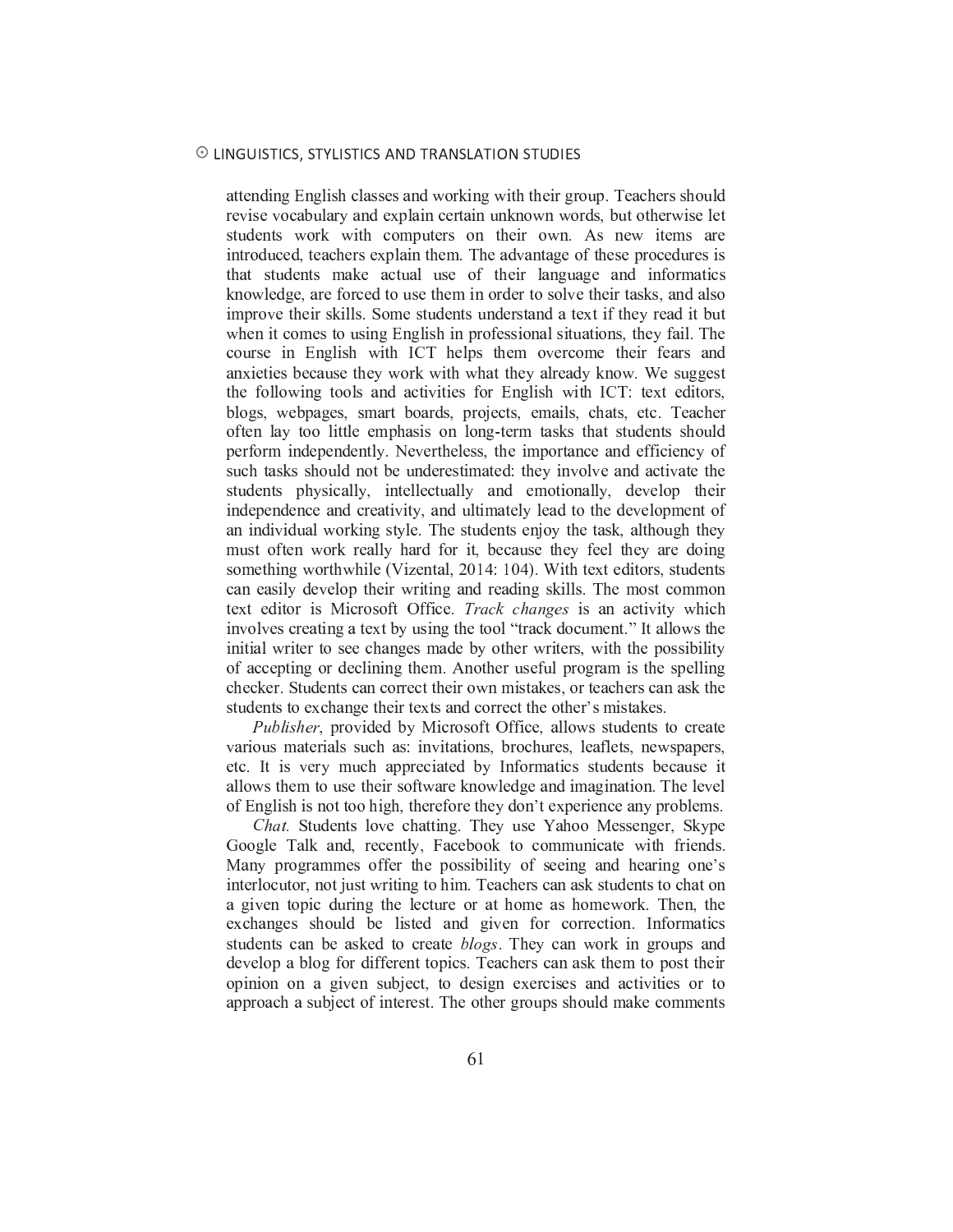attending English classes and working with their group. Teachers should revise vocabulary and explain certain unknown words, but otherwise let students work with computers on their own. As new items are introduced, teachers explain them. The advantage of these procedures is that students make actual use of their language and informatics knowledge, are forced to use them in order to solve their tasks, and also improve their skills. Some students understand a text if they read it but when it comes to using English in professional situations, they fail. The course in English with ICT helps them overcome their fears and anxieties because they work with what they already know. We suggest the following tools and activities for English with ICT: text editors, blogs, webpages, smart boards, projects, emails, chats, etc. Teacher often lay too little emphasis on long-term tasks that students should perform independently. Nevertheless, the importance and efficiency of such tasks should not be underestimated: they involve and activate the students physically, intellectually and emotionally, develop their independence and creativity, and ultimately lead to the development of an individual working style. The students enjoy the task, although they must often work really hard for it, because they feel they are doing something worthwhile (Vizental, 2014: 104). With text editors, students can easily develop their writing and reading skills. The most common text editor is Microsoft Office. *Track changes* is an activity which involves creating a text by using the tool "track document." It allows the initial writer to see changes made by other writers, with the possibility of accepting or declining them. Another useful program is the spelling checker. Students can correct their own mistakes, or teachers can ask the students to exchange their texts and correct the other's mistakes.

*Publisher*, provided by Microsoft Office, allows students to create various materials such as: invitations, brochures, leaflets, newspapers, etc. It is very much appreciated by Informatics students because it allows them to use their software knowledge and imagination. The level of English is not too high, therefore they don't experience any problems.

*Chat.* Students love chatting. They use Yahoo Messenger, Skype Google Talk and, recently, Facebook to communicate with friends. Many programmes offer the possibility of seeing and hearing one's interlocutor, not just writing to him. Teachers can ask students to chat on a given topic during the lecture or at home as homework. Then, the exchanges should be listed and given for correction. Informatics students can be asked to create *blogs*. They can work in groups and develop a blog for different topics. Teachers can ask them to post their opinion on a given subject, to design exercises and activities or to approach a subject of interest. The other groups should make comments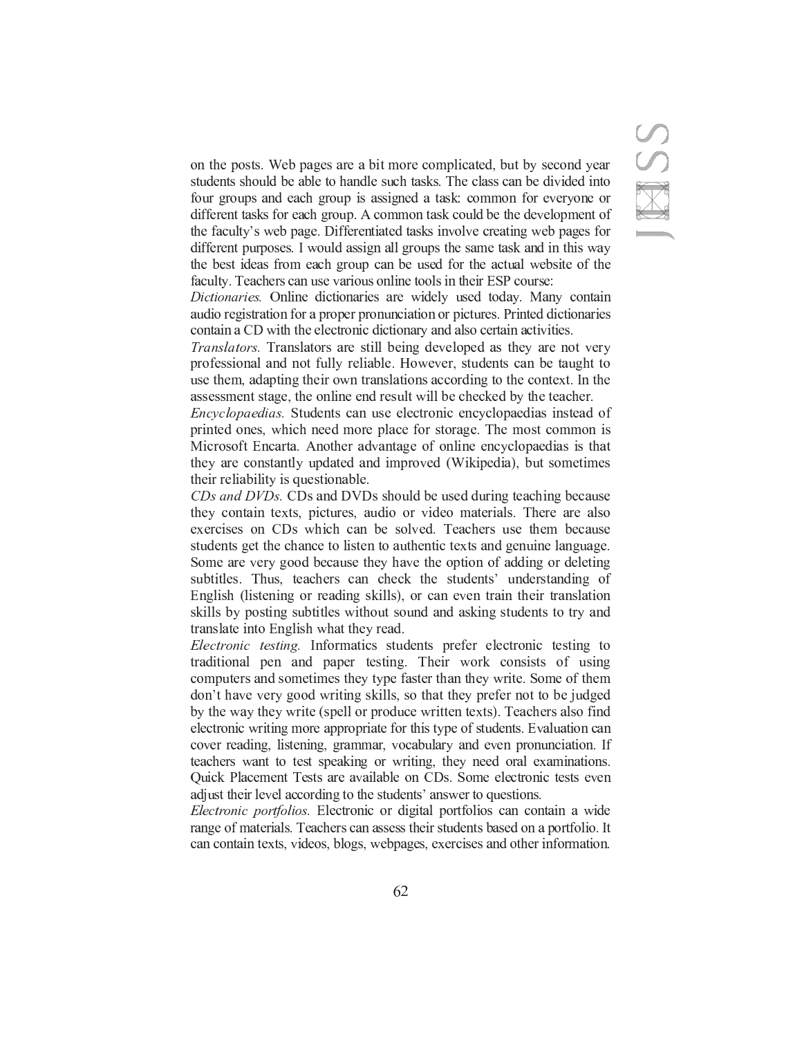on the posts. Web pages are a bit more complicated, but by second year students should be able to handle such tasks. The class can be divided into four groups and each group is assigned a task: common for everyone or different tasks for each group. A common task could be the development of the faculty's web page. Differentiated tasks involve creating web pages for different purposes. I would assign all groups the same task and in this way the best ideas from each group can be used for the actual website of the faculty. Teachers can use various online tools in their ESP course:

*Dictionaries.* Online dictionaries are widely used today. Many contain audio registration for a proper pronunciation or pictures. Printed dictionaries contain a CD with the electronic dictionary and also certain activities.

*Translators.* Translators are still being developed as they are not very professional and not fully reliable. However, students can be taught to use them, adapting their own translations according to the context. In the assessment stage, the online end result will be checked by the teacher.

*Encyclopaedias.* Students can use electronic encyclopaedias instead of printed ones, which need more place for storage. The most common is Microsoft Encarta. Another advantage of online encyclopaedias is that they are constantly updated and improved (Wikipedia), but sometimes their reliability is questionable.

*CDs and DVDs.* CDs and DVDs should be used during teaching because they contain texts, pictures, audio or video materials. There are also exercises on CDs which can be solved. Teachers use them because students get the chance to listen to authentic texts and genuine language. Some are very good because they have the option of adding or deleting subtitles. Thus, teachers can check the students' understanding of English (listening or reading skills), or can even train their translation skills by posting subtitles without sound and asking students to try and translate into English what they read.

*Electronic testing.* Informatics students prefer electronic testing to traditional pen and paper testing. Their work consists of using computers and sometimes they type faster than they write. Some of them don't have very good writing skills, so that they prefer not to be judged by the way they write (spell or produce written texts). Teachers also find electronic writing more appropriate for this type of students. Evaluation can cover reading, listening, grammar, vocabulary and even pronunciation. If teachers want to test speaking or writing, they need oral examinations. Quick Placement Tests are available on CDs. Some electronic tests even adjust their level according to the students' answer to questions.

*Electronic portfolios.* Electronic or digital portfolios can contain a wide range of materials. Teachers can assess their students based on a portfolio. It can contain texts, videos, blogs, webpages, exercises and other information.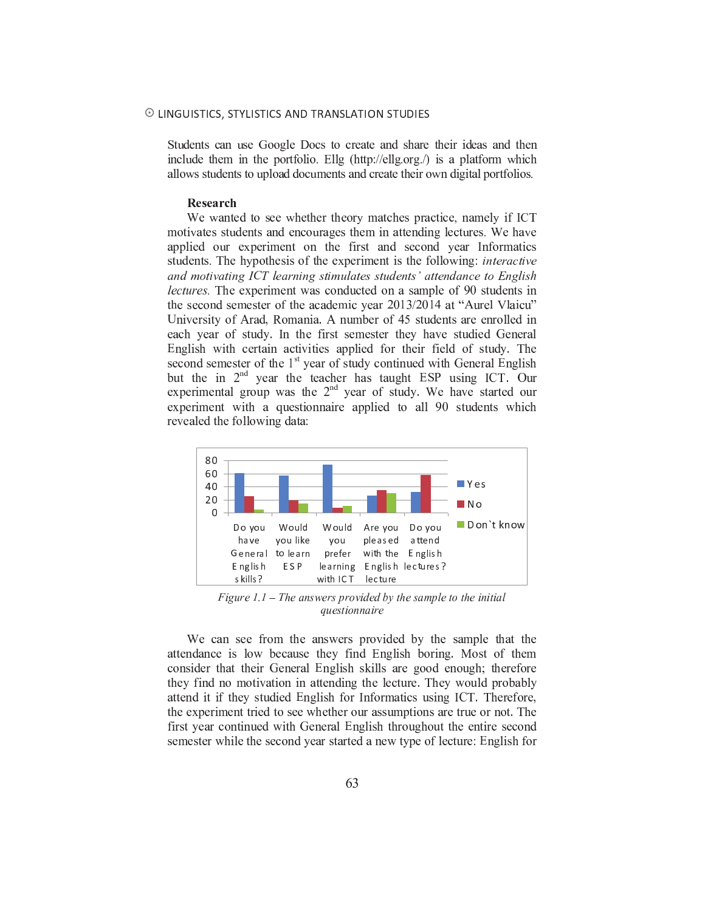Students can use Google Docs to create and share their ideas and then include them in the portfolio. Ellg (http://ellg.org./) is a platform which allows students to upload documents and create their own digital portfolios.

**Research**

We wanted to see whether theory matches practice, namely if ICT motivates students and encourages them in attending lectures. We have applied our experiment on the first and second year Informatics students. The hypothesis of the experiment is the following: *interactive and motivating ICT learning stimulates students' attendance to English lectures.* The experiment was conducted on a sample of 90 students in the second semester of the academic year 2013/2014 at "Aurel Vlaicu" University of Arad, Romania. A number of 45 students are enrolled in each year of study. In the first semester they have studied General English with certain activities applied for their field of study. The second semester of the 1st year of study continued with General English but the in 2nd year the teacher has taught ESP using ICT. Our experimental group was the 2nd year of study. We have started our experiment with a questionnaire applied to all 90 students which revealed the following data:

80
60
40
20
0

Do you have General English skills?
Would you like to learn ESP
Would you prefer learning with ICT
Are you pleased with the English lecture
Do you attend English lectures?

Yes
No
Don`t know

*Figure 1.1 – The answers provided by the sample to the initial questionnaire*

We can see from the answers provided by the sample that the attendance is low because they find English boring. Most of them consider that their General English skills are good enough; therefore they find no motivation in attending the lecture. They would probably attend it if they studied English for Informatics using ICT. Therefore, the experiment tried to see whether our assumptions are true or not. The first year continued with General English throughout the entire second semester while the second year started a new type of lecture: English for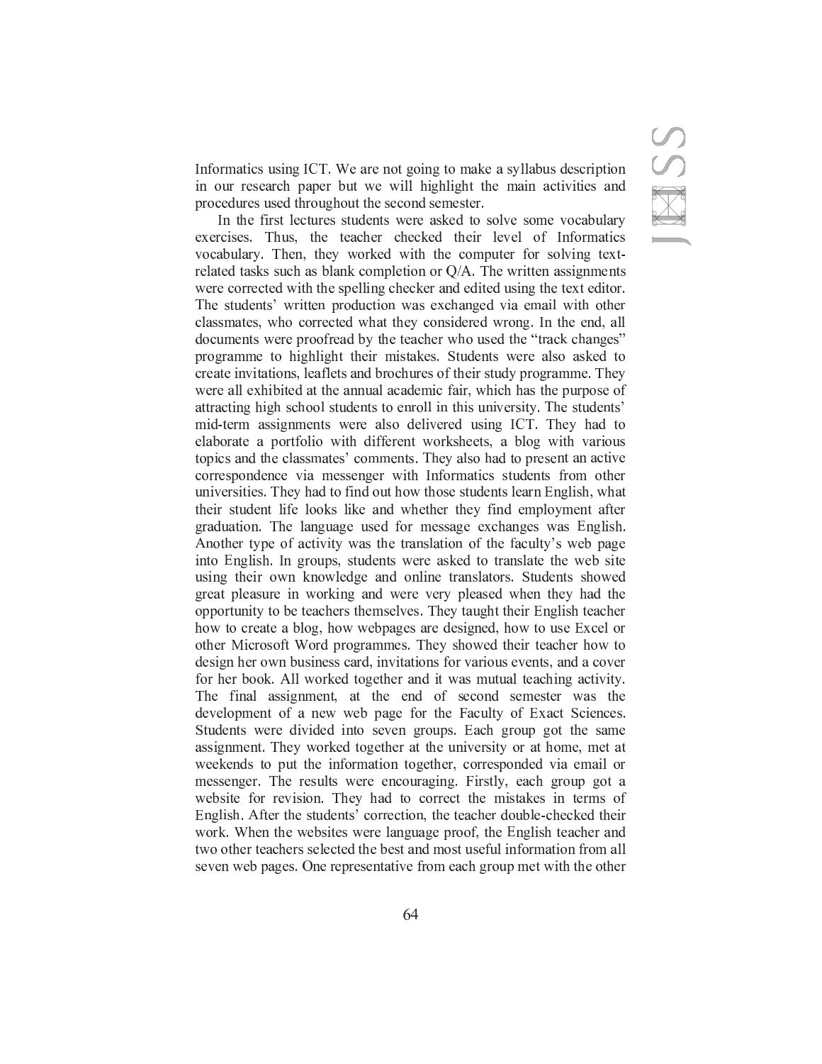Informatics using ICT. We are not going to make a syllabus description in our research paper but we will highlight the main activities and procedures used throughout the second semester.

In the first lectures students were asked to solve some vocabulary exercises. Thus, the teacher checked their level of Informatics vocabulary. Then, they worked with the computer for solving text-related tasks such as blank completion or Q/A. The written assignments were corrected with the spelling checker and edited using the text editor. The students' written production was exchanged via email with other classmates, who corrected what they considered wrong. In the end, all documents were proofread by the teacher who used the "track changes" programme to highlight their mistakes. Students were also asked to create invitations, leaflets and brochures of their study programme. They were all exhibited at the annual academic fair, which has the purpose of attracting high school students to enroll in this university. The students' mid-term assignments were also delivered using ICT. They had to elaborate a portfolio with different worksheets, a blog with various topics and the classmates' comments. They also had to present an active correspondence via messenger with Informatics students from other universities. They had to find out how those students learn English, what their student life looks like and whether they find employment after graduation. The language used for message exchanges was English. Another type of activity was the translation of the faculty's web page into English. In groups, students were asked to translate the web site using their own knowledge and online translators. Students showed great pleasure in working and were very pleased when they had the opportunity to be teachers themselves. They taught their English teacher how to create a blog, how webpages are designed, how to use Excel or other Microsoft Word programmes. They showed their teacher how to design her own business card, invitations for various events, and a cover for her book. All worked together and it was mutual teaching activity. The final assignment, at the end of second semester was the development of a new web page for the Faculty of Exact Sciences. Students were divided into seven groups. Each group got the same assignment. They worked together at the university or at home, met at weekends to put the information together, corresponded via email or messenger. The results were encouraging. Firstly, each group got a website for revision. They had to correct the mistakes in terms of English. After the students' correction, the teacher double-checked their work. When the websites were language proof, the English teacher and two other teachers selected the best and most useful information from all seven web pages. One representative from each group met with the other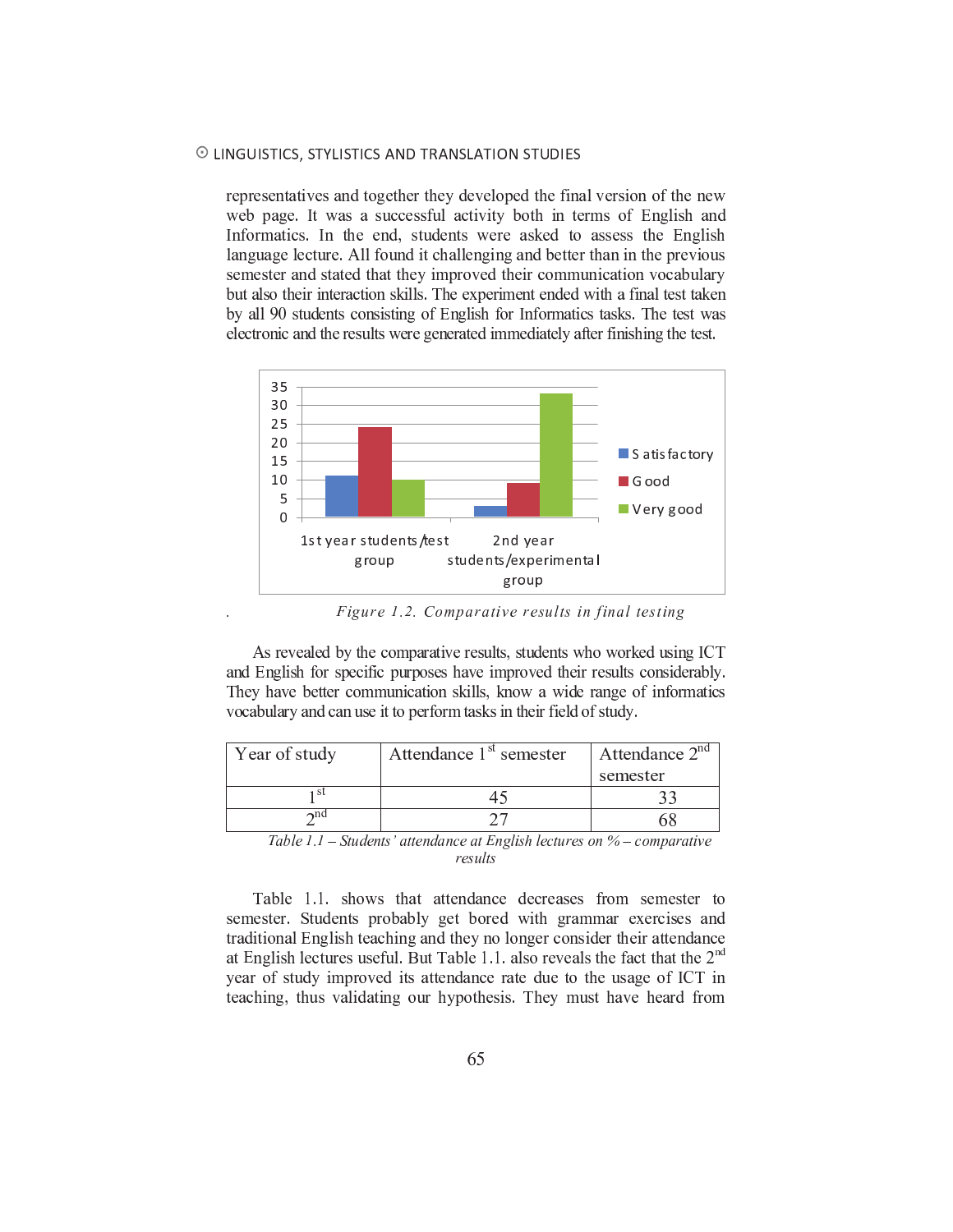representatives and together they developed the final version of the new web page. It was a successful activity both in terms of English and Informatics. In the end, students were asked to assess the English language lecture. All found it challenging and better than in the previous semester and stated that they improved their communication vocabulary but also their interaction skills. The experiment ended with a final test taken by all 90 students consisting of English for Informatics tasks. The test was electronic and the results were generated immediately after finishing the test.

35
30
25
20
15
10
5
0

1st year students/test group
2nd year students/experimental group

Satisfactory
Good
Very good

*Figure 1.2. Comparative results in final testing*

As revealed by the comparative results, students who worked using ICT and English for specific purposes have improved their results considerably. They have better communication skills, know a wide range of informatics vocabulary and can use it to perform tasks in their field of study.

| Year of study | Attendance 1st semester | Attendance 2nd semester |
|---|---|---|
| 1st | 45 | 33 |
| 2nd | 27 | 68 |

*Table 1.1 – Students' attendance at English lectures on % – comparative results*

Table 1.1. shows that attendance decreases from semester to semester. Students probably get bored with grammar exercises and traditional English teaching and they no longer consider their attendance at English lectures useful. But Table 1.1. also reveals the fact that the 2nd year of study improved its attendance rate due to the usage of ICT in teaching, thus validating our hypothesis. They must have heard from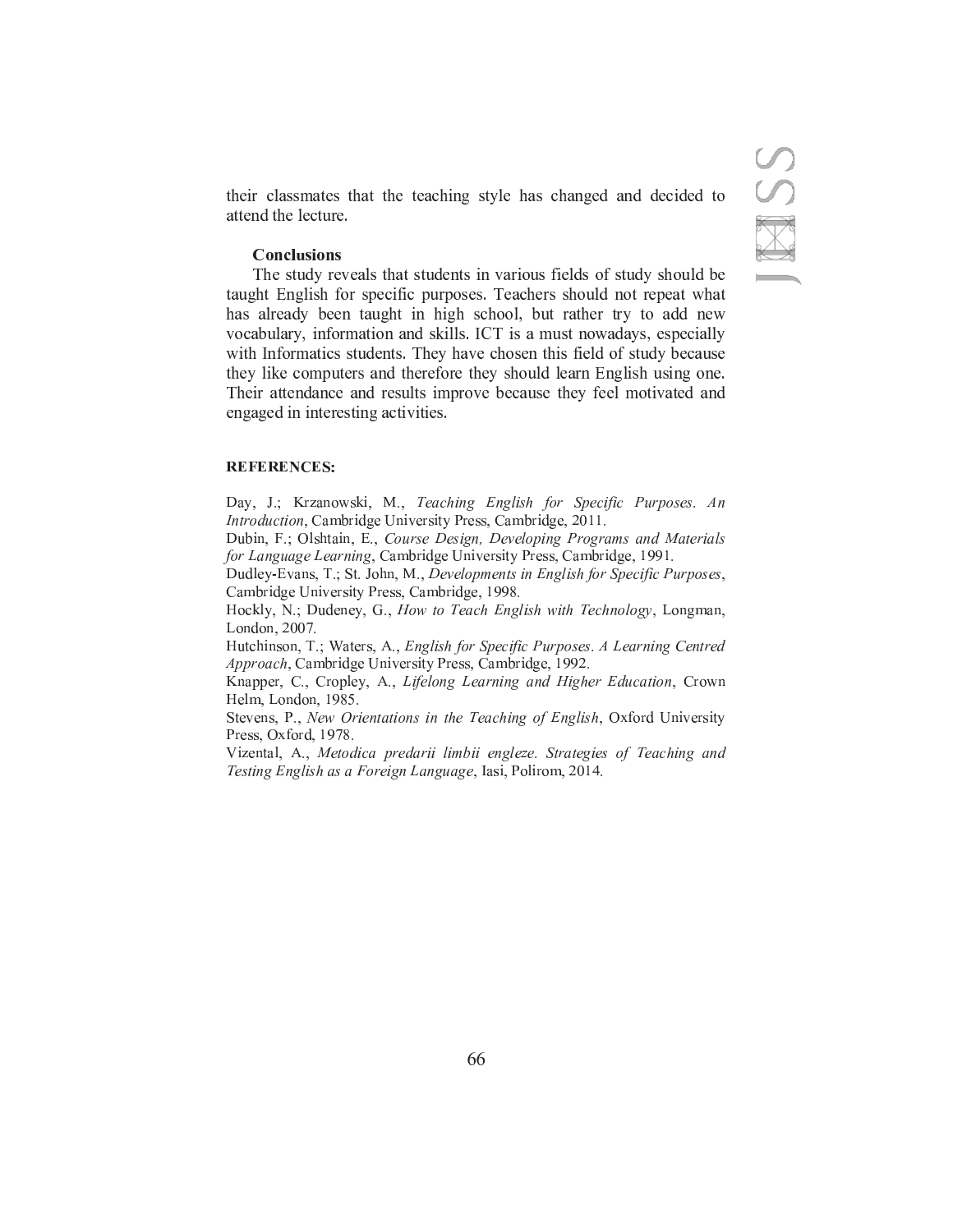their classmates that the teaching style has changed and decided to attend the lecture.

### Conclusions

The study reveals that students in various fields of study should be taught English for specific purposes. Teachers should not repeat what has already been taught in high school, but rather try to add new vocabulary, information and skills. ICT is a must nowadays, especially with Informatics students. They have chosen this field of study because they like computers and therefore they should learn English using one. Their attendance and results improve because they feel motivated and engaged in interesting activities.

## REFERENCES:

Day, J.; Krzanowski, M., *Teaching English for Specific Purposes. An Introduction*, Cambridge University Press, Cambridge, 2011.

Dubin, F.; Olshtain, E., *Course Design, Developing Programs and Materials for Language Learning*, Cambridge University Press, Cambridge, 1991.

Dudley-Evans, T.; St. John, M., *Developments in English for Specific Purposes*, Cambridge University Press, Cambridge, 1998.

Hockly, N.; Dudeney, G., *How to Teach English with Technology*, Longman, London, 2007.

Hutchinson, T.; Waters, A., *English for Specific Purposes. A Learning Centred Approach*, Cambridge University Press, Cambridge, 1992.

Knapper, C., Cropley, A., *Lifelong Learning and Higher Education*, Crown Helm, London, 1985.

Stevens, P., *New Orientations in the Teaching of English*, Oxford University Press, Oxford, 1978.

Vizental, A., *Metodica predarii limbii engleze. Strategies of Teaching and Testing English as a Foreign Language*, Iasi, Polirom, 2014.